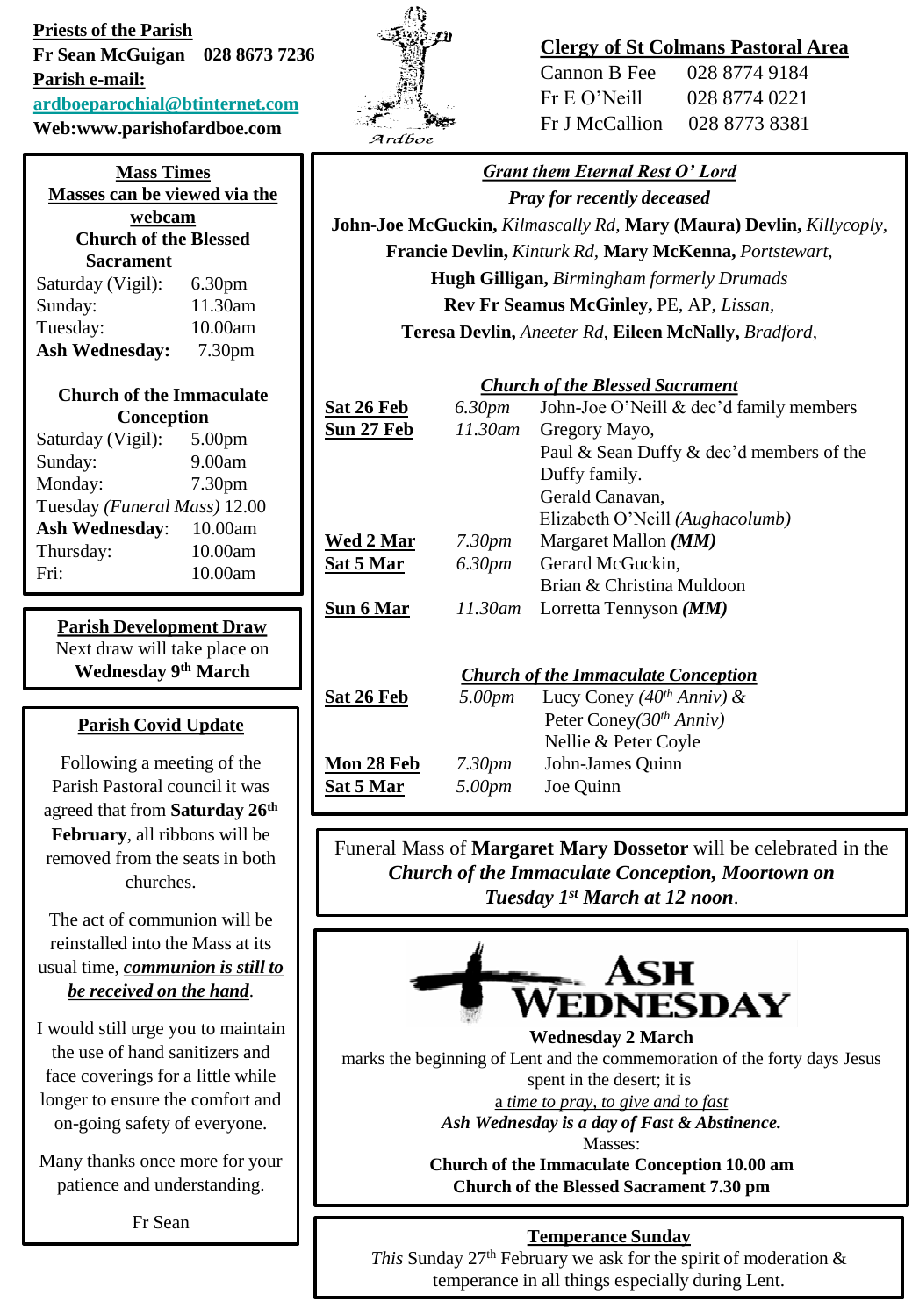**Priests of the Parish**

**Fr Sean McGuigan 028 8673 7236**

**Parish e-mail:**

**ardboeparochial@btinternet.com**

**Web:www.parishofardboe.com**

Ardboe

**Clergy of St Colmans Pastoral Area**

Cannon B Fee 028 8774 9184

Fr E O'Neill 028 8774 0221

Fr J McCallion 028 8773 8381

## Mass Times

**Masses can be viewed via the webcam**

**Church of the Blessed Sacrament**

| | |
|---|---|
| Saturday (Vigil): | 6.30pm |
| Sunday: | 11.30am |
| Tuesday: | 10.00am |
| **Ash Wednesday:** | 7.30pm |

**Church of the Immaculate Conception**

| | |
|---|---|
| Saturday (Vigil): | 5.00pm |
| Sunday: | 9.00am |
| Monday: | 7.30pm |
| Tuesday *(Funeral Mass)* | 12.00 |
| **Ash Wednesday**: | 10.00am |
| Thursday: | 10.00am |
| Fri: | 10.00am |

**Parish Development Draw**

Next draw will take place on **Wednesday 9th March**

**Parish Covid Update**

Following a meeting of the Parish Pastoral council it was agreed that from **Saturday 26th February**, all ribbons will be removed from the seats in both churches.

The act of communion will be reinstalled into the Mass at its usual time, ***communion is still to be received on the hand***.

I would still urge you to maintain the use of hand sanitizers and face coverings for a little while longer to ensure the comfort and on-going safety of everyone.

Many thanks once more for your patience and understanding.

Fr Sean

***Grant them Eternal Rest O' Lord***

***Pray for recently deceased***

**John-Joe McGuckin,** *Kilmascally Rd,* **Mary (Maura) Devlin,** *Killycoply,* **Francie Devlin,** *Kinturk Rd,* **Mary McKenna,** *Portstewart,* **Hugh Gilligan,** *Birmingham formerly Drumads* **Rev Fr Seamus McGinley,** PE, AP, *Lissan,* **Teresa Devlin,** *Aneeter Rd,* **Eileen McNally,** *Bradford,*

***Church of the Blessed Sacrament***

| | | |
|---|---|---|
| **Sat 26 Feb** | *6.30pm* | John-Joe O'Neill & dec'd family members |
| **Sun 27 Feb** | *11.30am* | Gregory Mayo, |
| | | Paul & Sean Duffy & dec'd members of the Duffy family. |
| | | Gerald Canavan, |
| | | Elizabeth O'Neill *(Aughacolumb)* |
| **Wed 2 Mar** | *7.30pm* | Margaret Mallon ***(MM)*** |
| **Sat 5 Mar** | *6.30pm* | Gerard McGuckin, |
| | | Brian & Christina Muldoon |
| **Sun 6 Mar** | *11.30am* | Lorretta Tennyson ***(MM)*** |

***Church of the Immaculate Conception***

| | | |
|---|---|---|
| **Sat 26 Feb** | *5.00pm* | Lucy Coney *(40th Anniv)* & |
| | | Peter Coney*(30th Anniv)* |
| | | Nellie & Peter Coyle |
| **Mon 28 Feb** | *7.30pm* | John-James Quinn |
| **Sat 5 Mar** | *5.00pm* | Joe Quinn |

Funeral Mass of **Margaret Mary Dossetor** will be celebrated in the ***Church of the Immaculate Conception, Moortown on Tuesday 1st March at 12 noon***.

## ASH WEDNESDAY

**Wednesday 2 March**

marks the beginning of Lent and the commemoration of the forty days Jesus spent in the desert; it is

*a time to pray, to give and to fast*

***Ash Wednesday is a day of Fast & Abstinence.***

Masses:

**Church of the Immaculate Conception 10.00 am**

**Church of the Blessed Sacrament 7.30 pm**

**Temperance Sunday**

*This* Sunday 27th February we ask for the spirit of moderation & temperance in all things especially during Lent.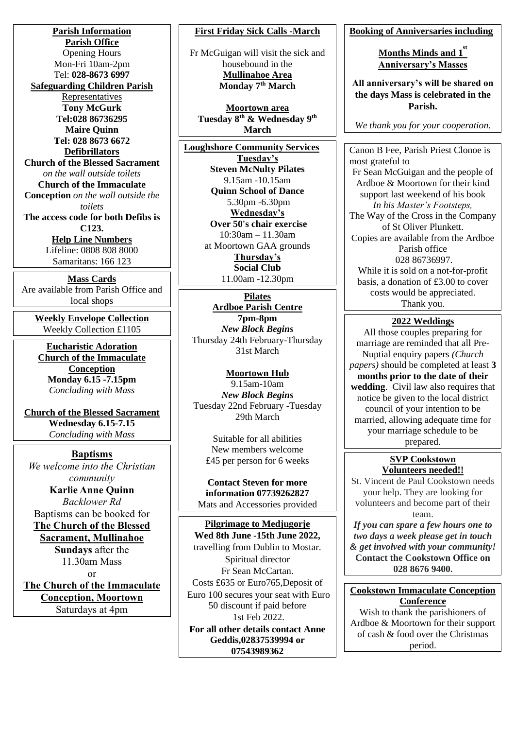**Parish Information**

**Parish Office**

Opening Hours
Mon-Fri 10am-2pm
Tel: **028-8673 6997**

**Safeguarding Children Parish**
Representatives
**Tony McGurk**
**Tel:028 86736295**
**Maire Quinn**
**Tel: 028 8673 6672**

**Defibrillators**

**Church of the Blessed Sacrament** *on the wall outside toilets*
**Church of the Immaculate Conception** *on the wall outside the toilets*
**The access code for both Defibs is C123.**

**Help Line Numbers**

Lifeline: 0808 808 8000
Samaritans: 166 123

**Mass Cards**

Are available from Parish Office and local shops

**Weekly Envelope Collection**

Weekly Collection £1105

**Eucharistic Adoration**

**Church of the Immaculate Conception**
**Monday 6.15 -7.15pm**
*Concluding with Mass*

**Church of the Blessed Sacrament**
**Wednesday 6.15-7.15**
*Concluding with Mass*

**Baptisms**

*We welcome into the Christian community*
**Karlie Anne Quinn**
*Backlower Rd*

Baptisms can be booked for
**The Church of the Blessed Sacrament, Mullinahoe**
**Sundays** after the 11.30am Mass
or
**The Church of the Immaculate Conception, Moortown**
Saturdays at 4pm

**First Friday Sick Calls -March**

Fr McGuigan will visit the sick and housebound in the
**Mullinahoe Area**
**Monday 7th March**

**Moortown area**
**Tuesday 8th & Wednesday 9th March**

**Loughshore Community Services**

**Tuesday's**
**Steven McNulty Pilates**
9.15am -10.15am
**Quinn School of Dance**
5.30pm -6.30pm

**Wednesday's**
**Over 50's chair exercise**
10:30am – 11.30am
at Moortown GAA grounds

**Thursday's**
**Social Club**
11.00am -12.30pm

**Pilates**

**Ardboe Parish Centre**
**7pm-8pm**
***New Block Begins***
Thursday 24th February-Thursday 31st March

**Moortown Hub**
9.15am-10am
***New Block Begins***
Tuesday 22nd February -Tuesday 29th March

Suitable for all abilities
New members welcome
£45 per person for 6 weeks

**Contact Steven for more information 07739262827**
Mats and Accessories provided

**Pilgrimage to Medjugorje**

**Wed 8th June -15th June 2022,** travelling from Dublin to Mostar.
Spiritual director
Fr Sean McCartan.
Costs £635 or Euro765,Deposit of Euro 100 secures your seat with Euro 50 discount if paid before 1st Feb 2022.
**For all other details contact Anne Geddis,02837539994 or 07543989362**

**Booking of Anniversaries including Months Minds and 1st Anniversary's Masses**

**All anniversary's will be shared on the days Mass is celebrated in the Parish.**

*We thank you for your cooperation.*

Canon B Fee, Parish Priest Clonoe is most grateful to
Fr Sean McGuigan and the people of Ardboe & Moortown for their kind support last weekend of his book
*In his Master's Footsteps,*
The Way of the Cross in the Company of St Oliver Plunkett.
Copies are available from the Ardboe Parish office
028 86736997.
While it is sold on a not-for-profit basis, a donation of £3.00 to cover costs would be appreciated.
Thank you.

**2022 Weddings**

All those couples preparing for marriage are reminded that all Pre-Nuptial enquiry papers *(Church papers)* should be completed at least **3 months prior to the date of their wedding**. Civil law also requires that notice be given to the local district council of your intention to be married, allowing adequate time for your marriage schedule to be prepared.

**SVP Cookstown**
**Volunteers needed!!**

St. Vincent de Paul Cookstown needs your help. They are looking for volunteers and become part of their team.
***If you can spare a few hours one to two days a week please get in touch & get involved with your community!***
**Contact the Cookstown Office on 028 8676 9400.**

**Cookstown Immaculate Conception Conference**

Wish to thank the parishioners of Ardboe & Moortown for their support of cash & food over the Christmas period.